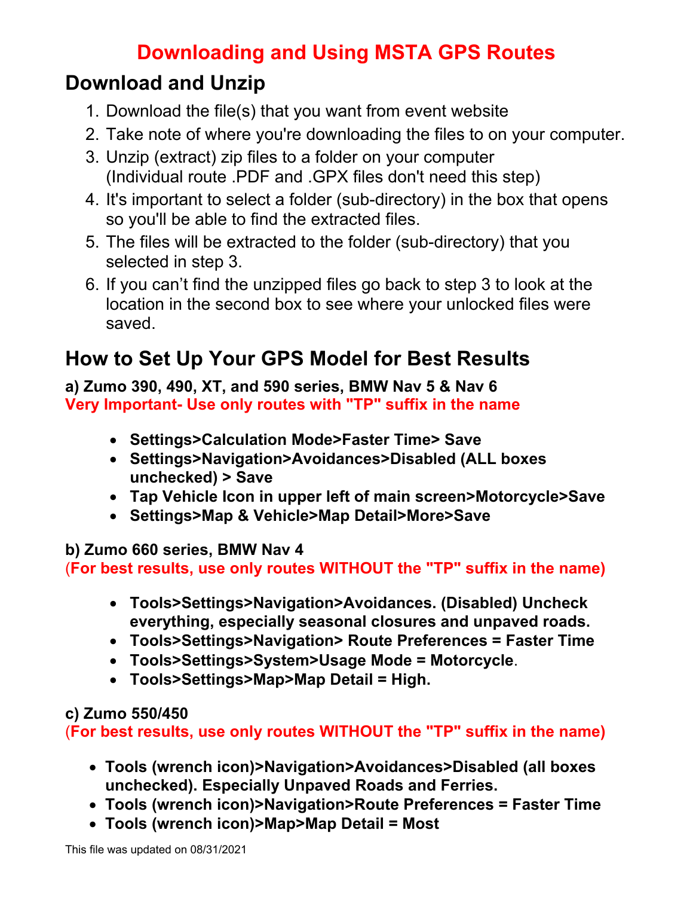# Downloading and Using MSTA GPS Routes

## Download and Unzip

1. Download the file(s) that you want from event website
2. Take note of where you're downloading the files to on your computer.
3. Unzip (extract) zip files to a folder on your computer (Individual route .PDF and .GPX files don't need this step)
4. It's important to select a folder (sub-directory) in the box that opens so you'll be able to find the extracted files.
5. The files will be extracted to the folder (sub-directory) that you selected in step 3.
6. If you can't find the unzipped files go back to step 3 to look at the location in the second box to see where your unlocked files were saved.

## How to Set Up Your GPS Model for Best Results

**a) Zumo 390, 490, XT, and 590 series, BMW Nav 5 & Nav 6**
**Very Important- Use only routes with "TP" suffix in the name**

- **Settings>Calculation Mode>Faster Time> Save**
- **Settings>Navigation>Avoidances>Disabled (ALL boxes unchecked) > Save**
- **Tap Vehicle Icon in upper left of main screen>Motorcycle>Save**
- **Settings>Map & Vehicle>Map Detail>More>Save**

**b) Zumo 660 series, BMW Nav 4**
**(For best results, use only routes WITHOUT the "TP" suffix in the name)**

- **Tools>Settings>Navigation>Avoidances. (Disabled) Uncheck everything, especially seasonal closures and unpaved roads.**
- **Tools>Settings>Navigation> Route Preferences = Faster Time**
- **Tools>Settings>System>Usage Mode = Motorcycle**.
- **Tools>Settings>Map>Map Detail = High.**

**c) Zumo 550/450**
**(For best results, use only routes WITHOUT the "TP" suffix in the name)**

- **Tools (wrench icon)>Navigation>Avoidances>Disabled (all boxes unchecked). Especially Unpaved Roads and Ferries.**
- **Tools (wrench icon)>Navigation>Route Preferences = Faster Time**
- **Tools (wrench icon)>Map>Map Detail = Most**

This file was updated on 08/31/2021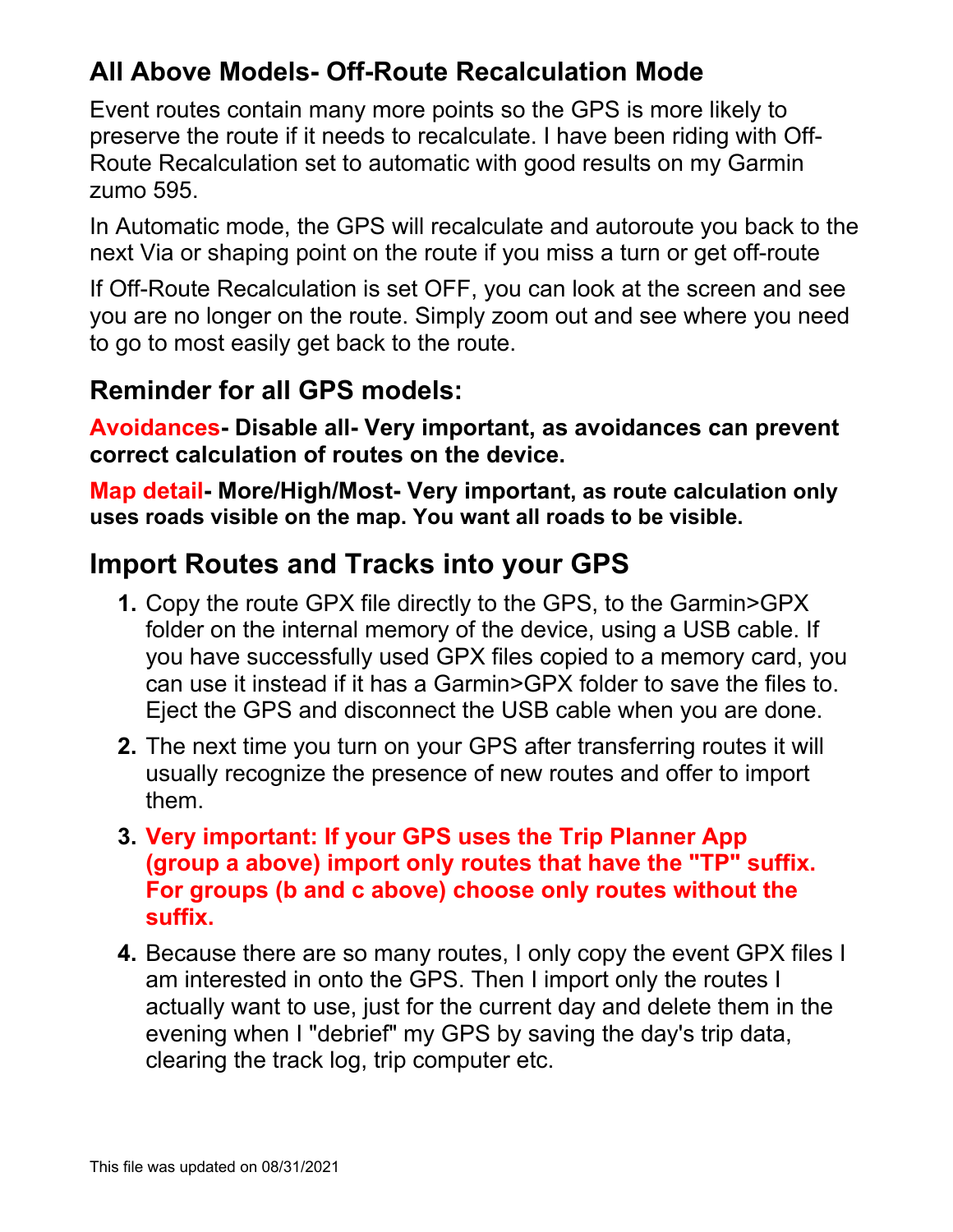## All Above Models- Off-Route Recalculation Mode

Event routes contain many more points so the GPS is more likely to preserve the route if it needs to recalculate. I have been riding with Off-Route Recalculation set to automatic with good results on my Garmin zumo 595.

In Automatic mode, the GPS will recalculate and autoroute you back to the next Via or shaping point on the route if you miss a turn or get off-route

If Off-Route Recalculation is set OFF, you can look at the screen and see you are no longer on the route. Simply zoom out and see where you need to go to most easily get back to the route.

### Reminder for all GPS models:

**Avoidances- Disable all- Very important, as avoidances can prevent correct calculation of routes on the device.**

**Map detail- More/High/Most- Very important, as route calculation only uses roads visible on the map. You want all roads to be visible.**

## Import Routes and Tracks into your GPS

1. Copy the route GPX file directly to the GPS, to the Garmin>GPX folder on the internal memory of the device, using a USB cable. If you have successfully used GPX files copied to a memory card, you can use it instead if it has a Garmin>GPX folder to save the files to. Eject the GPS and disconnect the USB cable when you are done.
2. The next time you turn on your GPS after transferring routes it will usually recognize the presence of new routes and offer to import them.
3. **Very important: If your GPS uses the Trip Planner App (group a above) import only routes that have the "TP" suffix. For groups (b and c above) choose only routes without the suffix.**
4. Because there are so many routes, I only copy the event GPX files I am interested in onto the GPS. Then I import only the routes I actually want to use, just for the current day and delete them in the evening when I "debrief" my GPS by saving the day's trip data, clearing the track log, trip computer etc.

This file was updated on 08/31/2021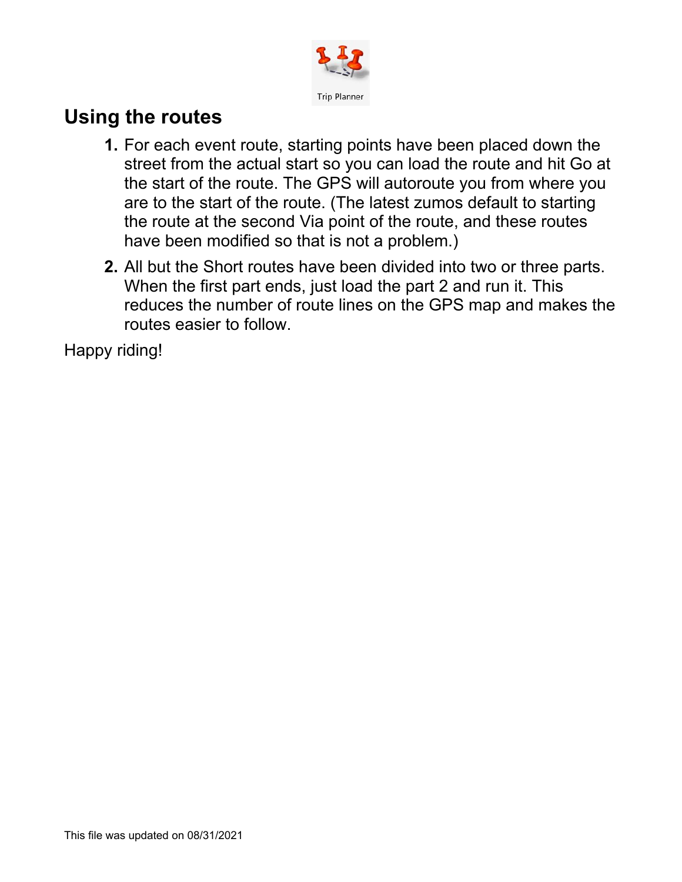Trip Planner

## Using the routes

1. For each event route, starting points have been placed down the street from the actual start so you can load the route and hit Go at the start of the route. The GPS will autoroute you from where you are to the start of the route. (The latest zumos default to starting the route at the second Via point of the route, and these routes have been modified so that is not a problem.)
2. All but the Short routes have been divided into two or three parts. When the first part ends, just load the part 2 and run it. This reduces the number of route lines on the GPS map and makes the routes easier to follow.

Happy riding!

This file was updated on 08/31/2021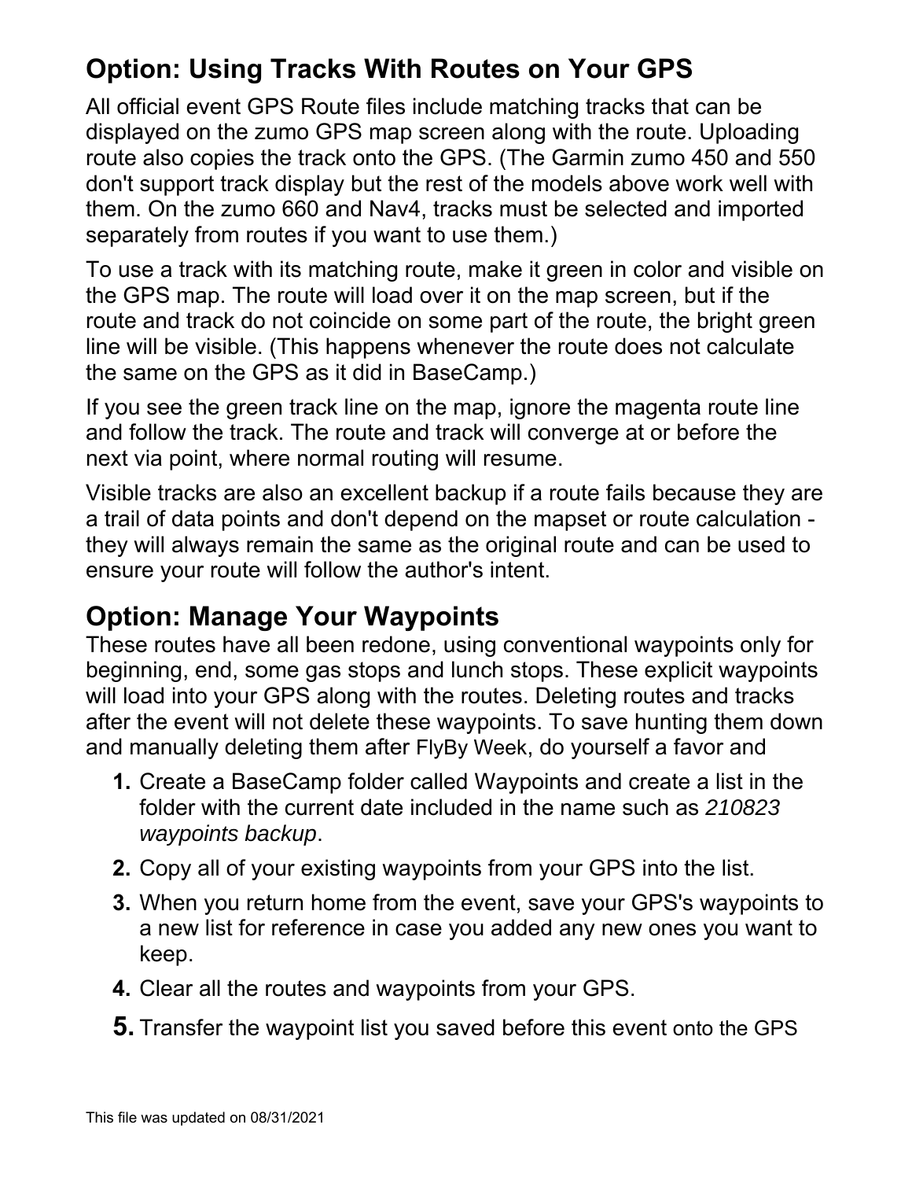## Option: Using Tracks With Routes on Your GPS

All official event GPS Route files include matching tracks that can be displayed on the zumo GPS map screen along with the route. Uploading route also copies the track onto the GPS. (The Garmin zumo 450 and 550 don't support track display but the rest of the models above work well with them. On the zumo 660 and Nav4, tracks must be selected and imported separately from routes if you want to use them.)

To use a track with its matching route, make it green in color and visible on the GPS map. The route will load over it on the map screen, but if the route and track do not coincide on some part of the route, the bright green line will be visible. (This happens whenever the route does not calculate the same on the GPS as it did in BaseCamp.)

If you see the green track line on the map, ignore the magenta route line and follow the track. The route and track will converge at or before the next via point, where normal routing will resume.

Visible tracks are also an excellent backup if a route fails because they are a trail of data points and don't depend on the mapset or route calculation - they will always remain the same as the original route and can be used to ensure your route will follow the author's intent.

## Option: Manage Your Waypoints

These routes have all been redone, using conventional waypoints only for beginning, end, some gas stops and lunch stops. These explicit waypoints will load into your GPS along with the routes. Deleting routes and tracks after the event will not delete these waypoints. To save hunting them down and manually deleting them after FlyBy Week, do yourself a favor and

1. Create a BaseCamp folder called Waypoints and create a list in the folder with the current date included in the name such as *210823 waypoints backup*.
2. Copy all of your existing waypoints from your GPS into the list.
3. When you return home from the event, save your GPS's waypoints to a new list for reference in case you added any new ones you want to keep.
4. Clear all the routes and waypoints from your GPS.
5. Transfer the waypoint list you saved before this event onto the GPS

This file was updated on 08/31/2021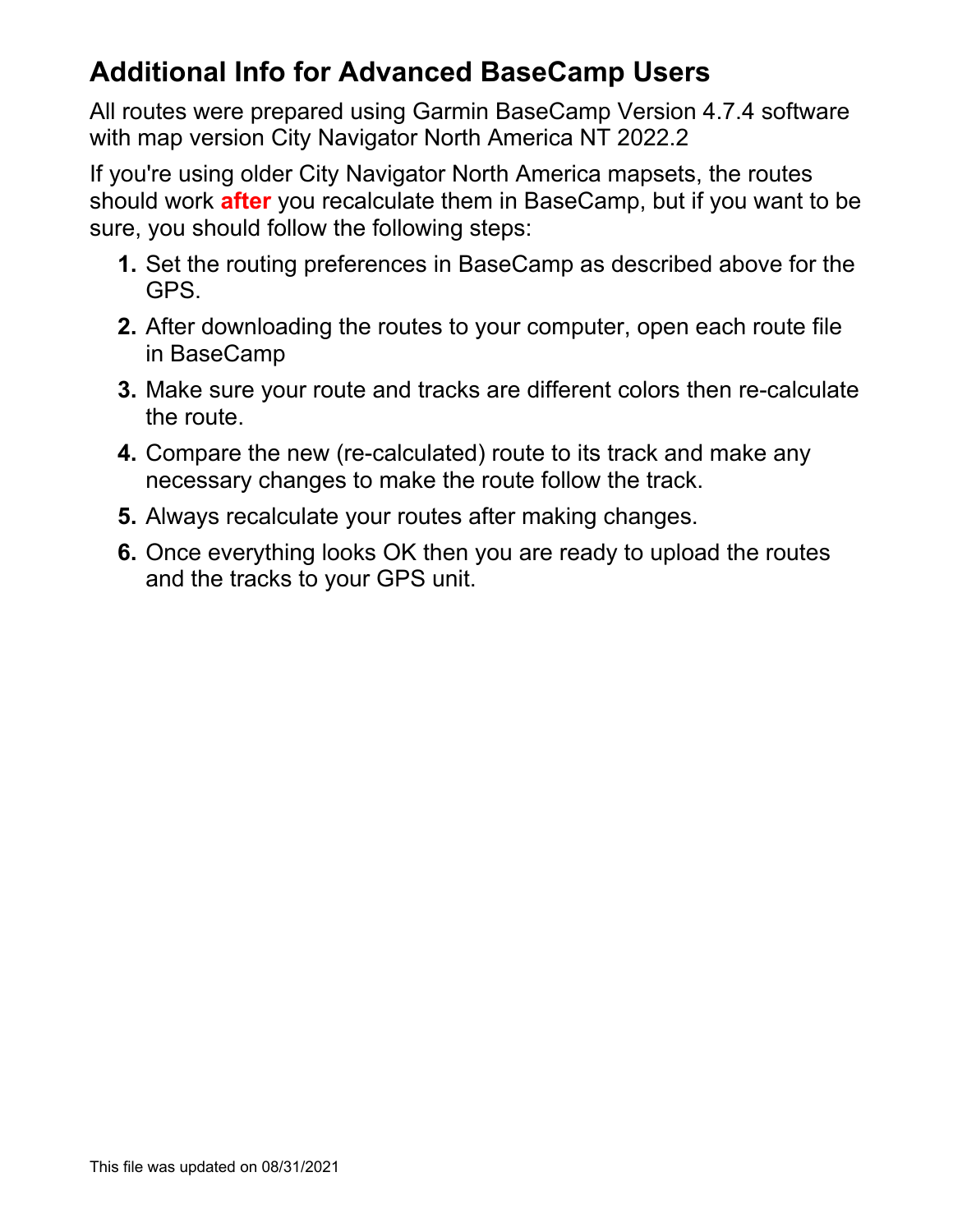## Additional Info for Advanced BaseCamp Users

All routes were prepared using Garmin BaseCamp Version 4.7.4 software with map version City Navigator North America NT 2022.2

If you're using older City Navigator North America mapsets, the routes should work **after** you recalculate them in BaseCamp, but if you want to be sure, you should follow the following steps:

1. Set the routing preferences in BaseCamp as described above for the GPS.
2. After downloading the routes to your computer, open each route file in BaseCamp
3. Make sure your route and tracks are different colors then re-calculate the route.
4. Compare the new (re-calculated) route to its track and make any necessary changes to make the route follow the track.
5. Always recalculate your routes after making changes.
6. Once everything looks OK then you are ready to upload the routes and the tracks to your GPS unit.

This file was updated on 08/31/2021